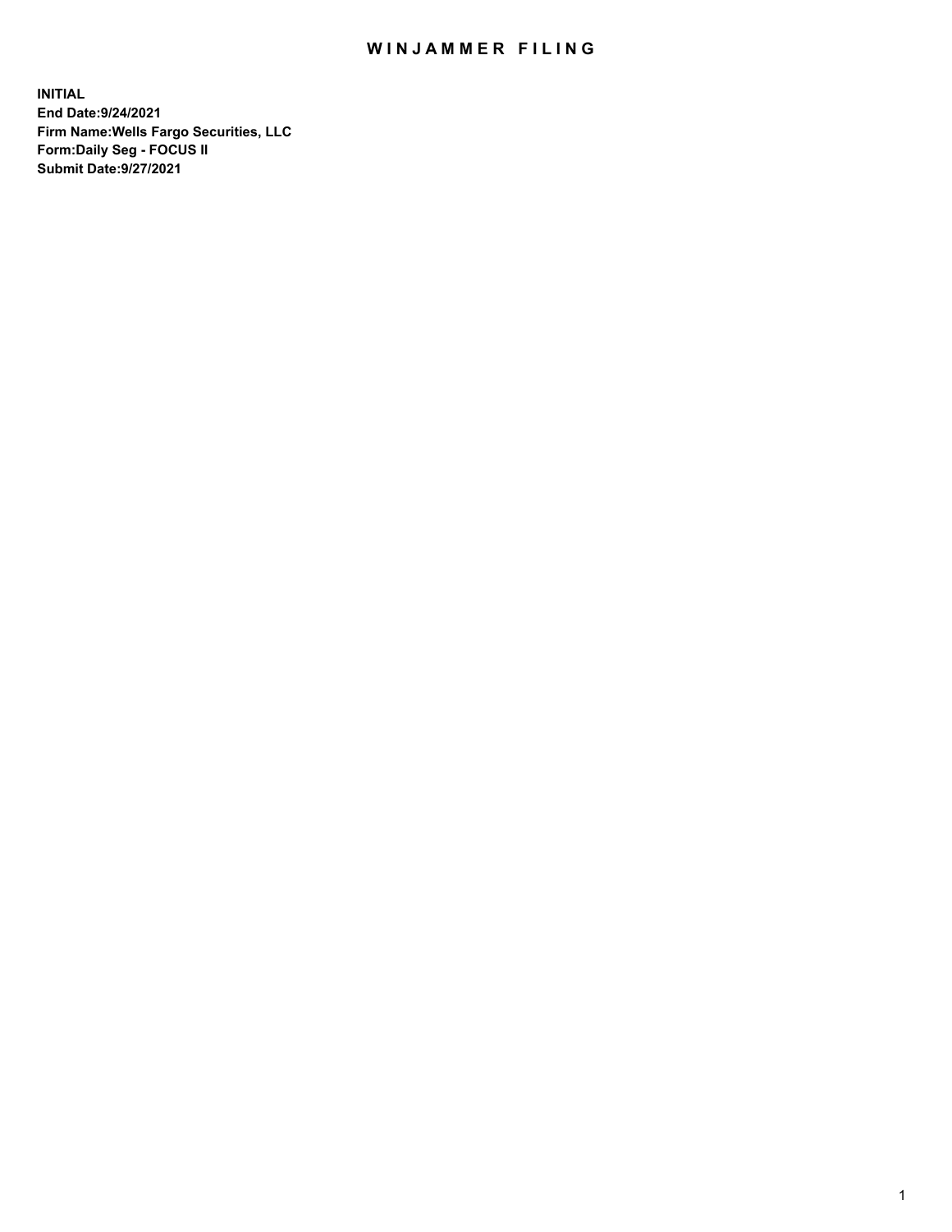# WINJAMMER FILING

**INITIAL**
**End Date:9/24/2021**
**Firm Name:Wells Fargo Securities, LLC**
**Form:Daily Seg - FOCUS II**
**Submit Date:9/27/2021**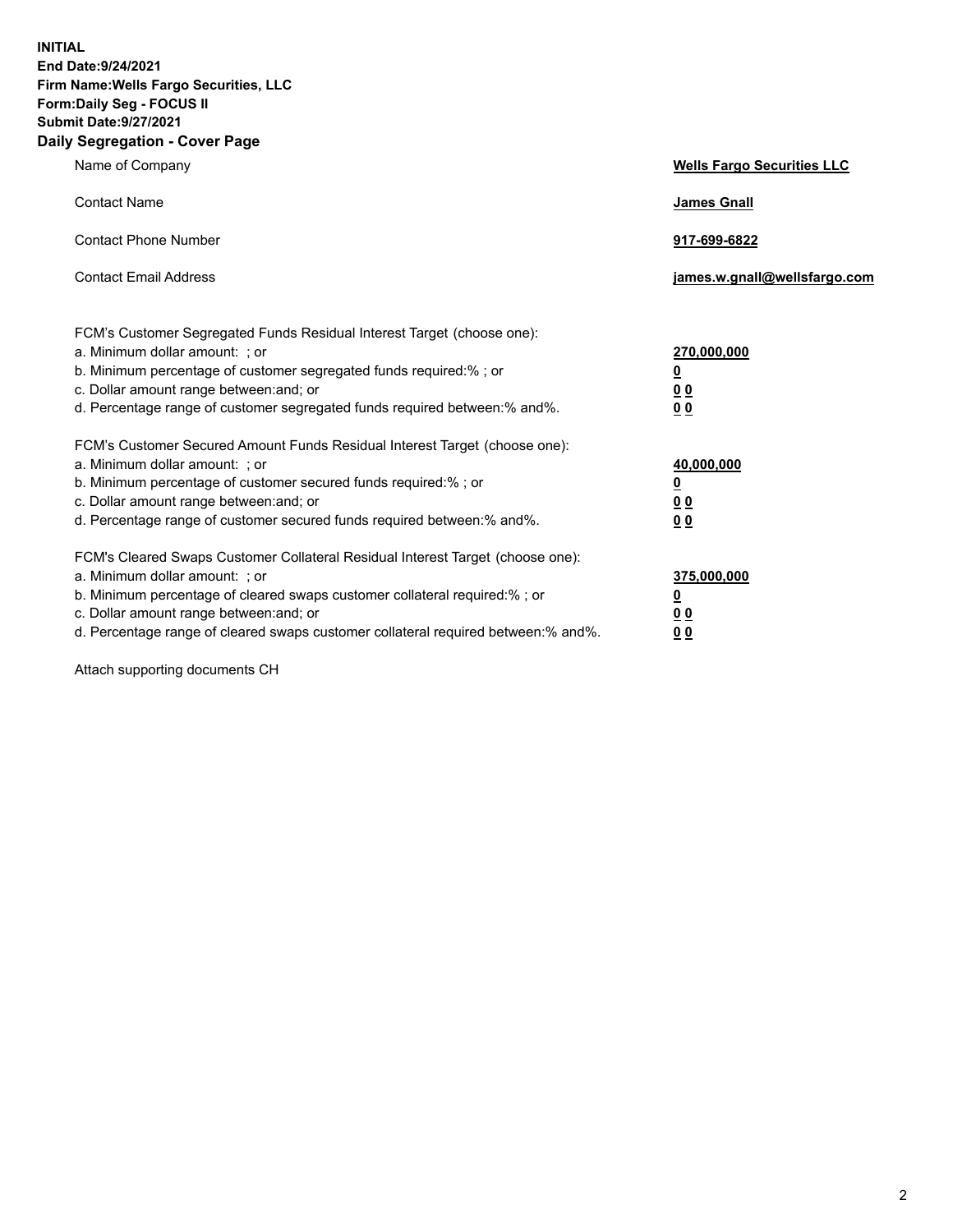**INITIAL**
**End Date:9/24/2021**
**Firm Name:Wells Fargo Securities, LLC**
**Form:Daily Seg - FOCUS II**
**Submit Date:9/27/2021**

## Daily Segregation - Cover Page

| | |
|---|---|
| Name of Company | **Wells Fargo Securities LLC** |
| Contact Name | **James Gnall** |
| Contact Phone Number | **917-699-6822** |
| Contact Email Address | **james.w.gnall@wellsfargo.com** |

| | |
|---|---|
| FCM's Customer Segregated Funds Residual Interest Target (choose one): | |
| a. Minimum dollar amount: ; or | **270,000,000** |
| b. Minimum percentage of customer segregated funds required:% ; or | **0** |
| c. Dollar amount range between:and; or | **0 0** |
| d. Percentage range of customer segregated funds required between:% and%. | **0 0** |
| FCM's Customer Secured Amount Funds Residual Interest Target (choose one): | |
| a. Minimum dollar amount: ; or | **40,000,000** |
| b. Minimum percentage of customer secured funds required:% ; or | **0** |
| c. Dollar amount range between:and; or | **0 0** |
| d. Percentage range of customer secured funds required between:% and%. | **0 0** |
| FCM's Cleared Swaps Customer Collateral Residual Interest Target (choose one): | |
| a. Minimum dollar amount: ; or | **375,000,000** |
| b. Minimum percentage of cleared swaps customer collateral required:% ; or | **0** |
| c. Dollar amount range between:and; or | **0 0** |
| d. Percentage range of cleared swaps customer collateral required between:% and%. | **0 0** |

Attach supporting documents CH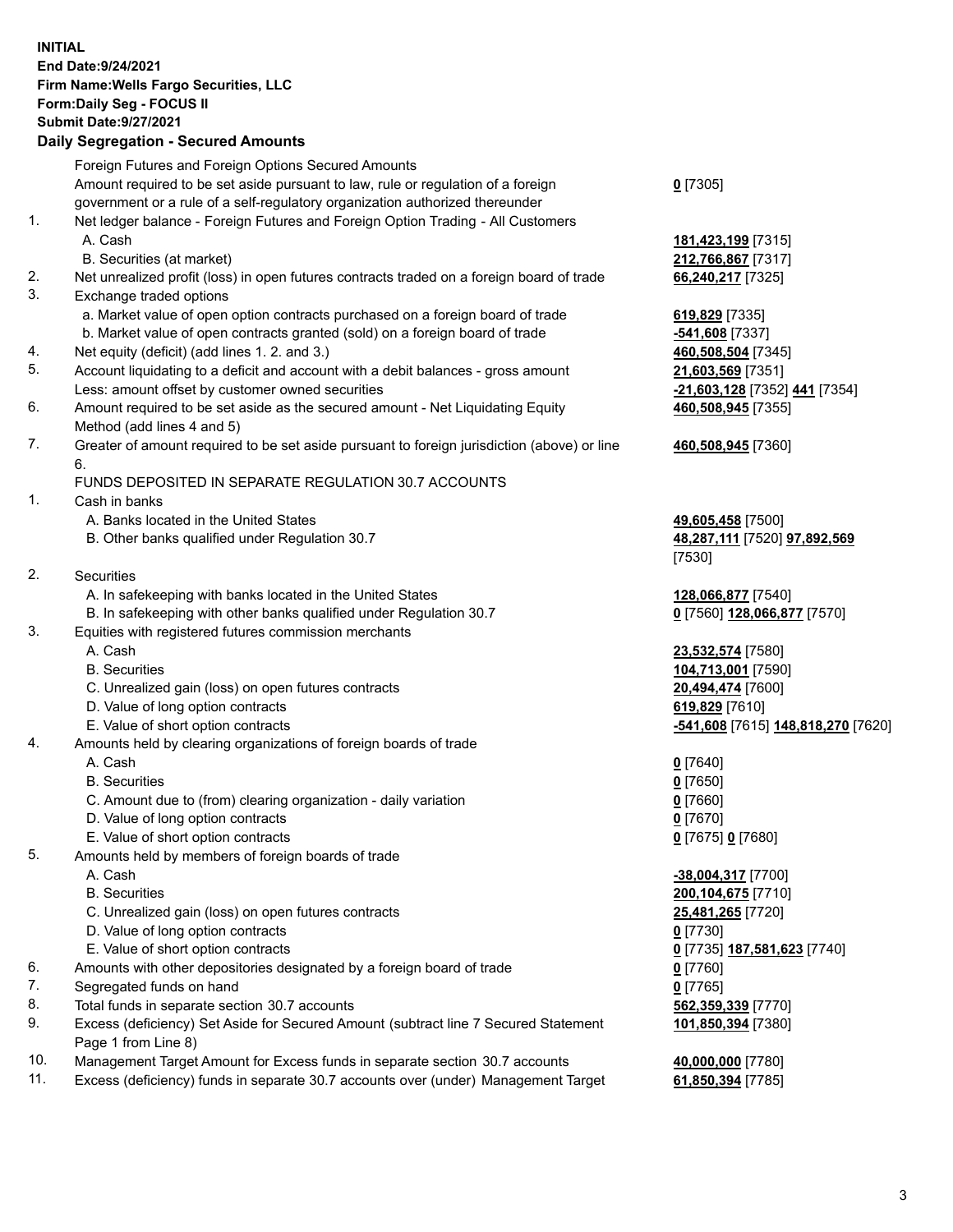**INITIAL**
**End Date:9/24/2021**
**Firm Name:Wells Fargo Securities, LLC**
**Form:Daily Seg - FOCUS II**
**Submit Date:9/27/2021**

### Daily Segregation - Secured Amounts

| | | |
|---|---|---|
| | Foreign Futures and Foreign Options Secured Amounts | |
| | Amount required to be set aside pursuant to law, rule or regulation of a foreign government or a rule of a self-regulatory organization authorized thereunder | **0** [7305] |
| 1. | Net ledger balance - Foreign Futures and Foreign Option Trading - All Customers | |
| | A. Cash | **181,423,199** [7315] |
| | B. Securities (at market) | **212,766,867** [7317] |
| 2. | Net unrealized profit (loss) in open futures contracts traded on a foreign board of trade | **66,240,217** [7325] |
| 3. | Exchange traded options | |
| | a. Market value of open option contracts purchased on a foreign board of trade | **619,829** [7335] |
| | b. Market value of open contracts granted (sold) on a foreign board of trade | **-541,608** [7337] |
| 4. | Net equity (deficit) (add lines 1. 2. and 3.) | **460,508,504** [7345] |
| 5. | Account liquidating to a deficit and account with a debit balances - gross amount | **21,603,569** [7351] |
| | Less: amount offset by customer owned securities | **-21,603,128** [7352] **441** [7354] |
| 6. | Amount required to be set aside as the secured amount - Net Liquidating Equity Method (add lines 4 and 5) | **460,508,945** [7355] |
| 7. | Greater of amount required to be set aside pursuant to foreign jurisdiction (above) or line 6. | **460,508,945** [7360] |
| | FUNDS DEPOSITED IN SEPARATE REGULATION 30.7 ACCOUNTS | |
| 1. | Cash in banks | |
| | A. Banks located in the United States | **49,605,458** [7500] |
| | B. Other banks qualified under Regulation 30.7 | **48,287,111** [7520] **97,892,569** [7530] |
| 2. | Securities | |
| | A. In safekeeping with banks located in the United States | **128,066,877** [7540] |
| | B. In safekeeping with other banks qualified under Regulation 30.7 | **0** [7560] **128,066,877** [7570] |
| 3. | Equities with registered futures commission merchants | |
| | A. Cash | **23,532,574** [7580] |
| | B. Securities | **104,713,001** [7590] |
| | C. Unrealized gain (loss) on open futures contracts | **20,494,474** [7600] |
| | D. Value of long option contracts | **619,829** [7610] |
| | E. Value of short option contracts | **-541,608** [7615] **148,818,270** [7620] |
| 4. | Amounts held by clearing organizations of foreign boards of trade | |
| | A. Cash | **0** [7640] |
| | B. Securities | **0** [7650] |
| | C. Amount due to (from) clearing organization - daily variation | **0** [7660] |
| | D. Value of long option contracts | **0** [7670] |
| | E. Value of short option contracts | **0** [7675] **0** [7680] |
| 5. | Amounts held by members of foreign boards of trade | |
| | A. Cash | **-38,004,317** [7700] |
| | B. Securities | **200,104,675** [7710] |
| | C. Unrealized gain (loss) on open futures contracts | **25,481,265** [7720] |
| | D. Value of long option contracts | **0** [7730] |
| | E. Value of short option contracts | **0** [7735] **187,581,623** [7740] |
| 6. | Amounts with other depositories designated by a foreign board of trade | **0** [7760] |
| 7. | Segregated funds on hand | **0** [7765] |
| 8. | Total funds in separate section 30.7 accounts | **562,359,339** [7770] |
| 9. | Excess (deficiency) Set Aside for Secured Amount (subtract line 7 Secured Statement Page 1 from Line 8) | **101,850,394** [7380] |
| 10. | Management Target Amount for Excess funds in separate section 30.7 accounts | **40,000,000** [7780] |
| 11. | Excess (deficiency) funds in separate 30.7 accounts over (under) Management Target | **61,850,394** [7785] |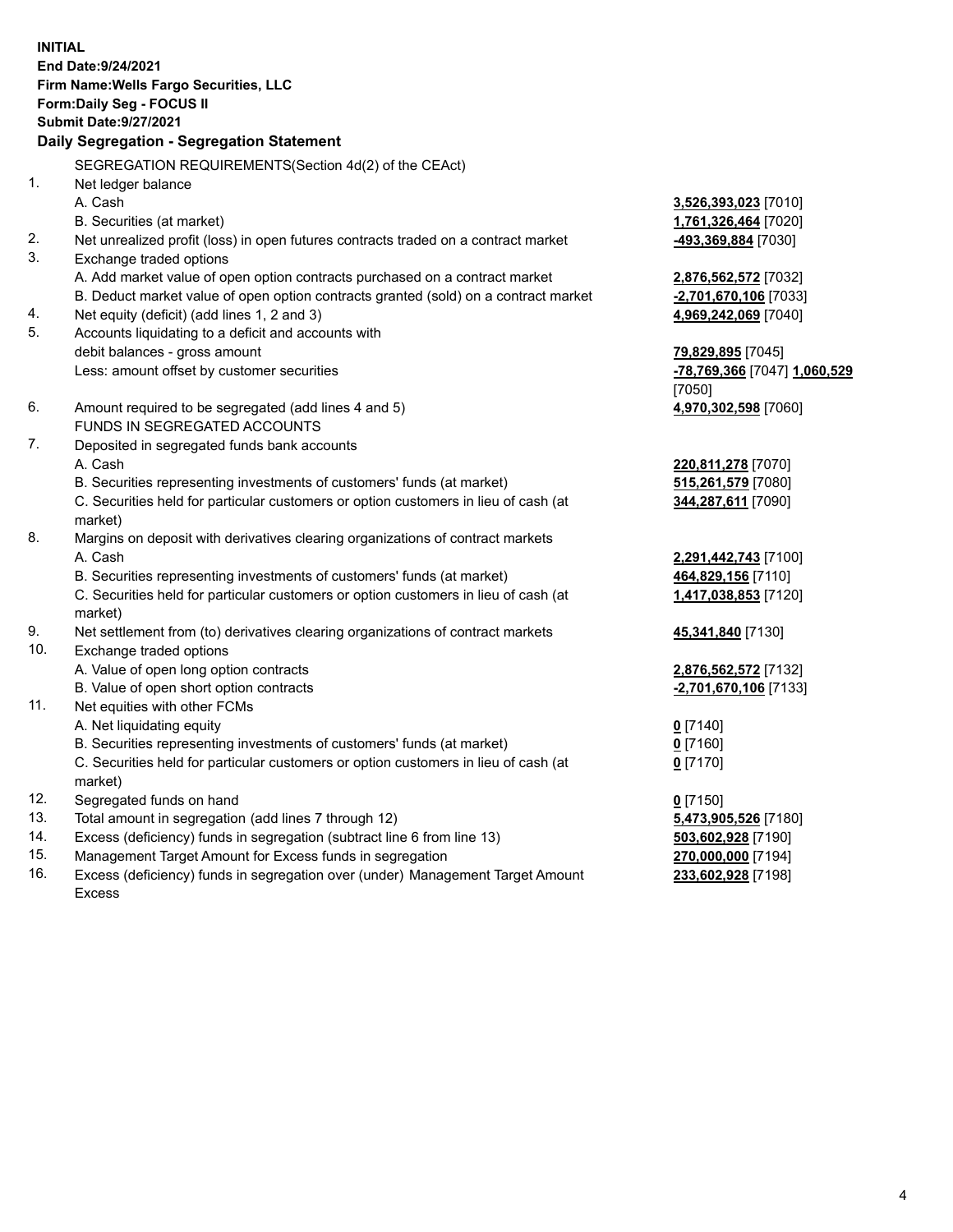**INITIAL**
**End Date:9/24/2021**
**Firm Name:Wells Fargo Securities, LLC**
**Form:Daily Seg - FOCUS II**
**Submit Date:9/27/2021**

## Daily Segregation - Segregation Statement

SEGREGATION REQUIREMENTS(Section 4d(2) of the CEAct)

| | | |
|---|---|---|
| 1. | Net ledger balance | |
| | A. Cash | **3,526,393,023** [7010] |
| | B. Securities (at market) | **1,761,326,464** [7020] |
| 2. | Net unrealized profit (loss) in open futures contracts traded on a contract market | **-493,369,884** [7030] |
| 3. | Exchange traded options | |
| | A. Add market value of open option contracts purchased on a contract market | **2,876,562,572** [7032] |
| | B. Deduct market value of open option contracts granted (sold) on a contract market | **-2,701,670,106** [7033] |
| 4. | Net equity (deficit) (add lines 1, 2 and 3) | **4,969,242,069** [7040] |
| 5. | Accounts liquidating to a deficit and accounts with debit balances - gross amount | **79,829,895** [7045] |
| | Less: amount offset by customer securities | **-78,769,366** [7047] **1,060,529** [7050] |
| 6. | Amount required to be segregated (add lines 4 and 5) | **4,970,302,598** [7060] |
| | FUNDS IN SEGREGATED ACCOUNTS | |
| 7. | Deposited in segregated funds bank accounts | |
| | A. Cash | **220,811,278** [7070] |
| | B. Securities representing investments of customers' funds (at market) | **515,261,579** [7080] |
| | C. Securities held for particular customers or option customers in lieu of cash (at market) | **344,287,611** [7090] |
| 8. | Margins on deposit with derivatives clearing organizations of contract markets | |
| | A. Cash | **2,291,442,743** [7100] |
| | B. Securities representing investments of customers' funds (at market) | **464,829,156** [7110] |
| | C. Securities held for particular customers or option customers in lieu of cash (at market) | **1,417,038,853** [7120] |
| 9. | Net settlement from (to) derivatives clearing organizations of contract markets | **45,341,840** [7130] |
| 10. | Exchange traded options | |
| | A. Value of open long option contracts | **2,876,562,572** [7132] |
| | B. Value of open short option contracts | **-2,701,670,106** [7133] |
| 11. | Net equities with other FCMs | |
| | A. Net liquidating equity | **0** [7140] |
| | B. Securities representing investments of customers' funds (at market) | **0** [7160] |
| | C. Securities held for particular customers or option customers in lieu of cash (at market) | **0** [7170] |
| 12. | Segregated funds on hand | **0** [7150] |
| 13. | Total amount in segregation (add lines 7 through 12) | **5,473,905,526** [7180] |
| 14. | Excess (deficiency) funds in segregation (subtract line 6 from line 13) | **503,602,928** [7190] |
| 15. | Management Target Amount for Excess funds in segregation | **270,000,000** [7194] |
| 16. | Excess (deficiency) funds in segregation over (under) Management Target Amount Excess | **233,602,928** [7198] |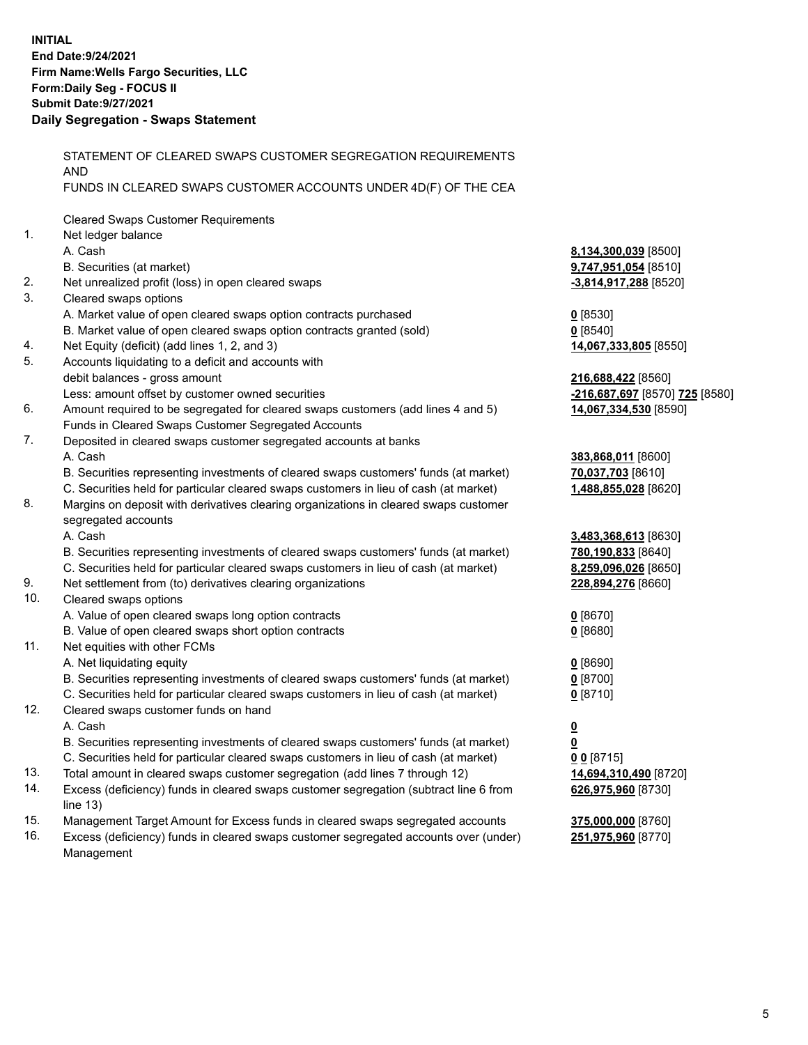**INITIAL**
**End Date:9/24/2021**
**Firm Name:Wells Fargo Securities, LLC**
**Form:Daily Seg - FOCUS II**
**Submit Date:9/27/2021**
**Daily Segregation - Swaps Statement**

STATEMENT OF CLEARED SWAPS CUSTOMER SEGREGATION REQUIREMENTS AND FUNDS IN CLEARED SWAPS CUSTOMER ACCOUNTS UNDER 4D(F) OF THE CEA

| | | |
|---|---|---|
| | Cleared Swaps Customer Requirements | |
| 1. | Net ledger balance | |
| | A. Cash | **8,134,300,039** [8500] |
| | B. Securities (at market) | **9,747,951,054** [8510] |
| 2. | Net unrealized profit (loss) in open cleared swaps | **-3,814,917,288** [8520] |
| 3. | Cleared swaps options | |
| | A. Market value of open cleared swaps option contracts purchased | **0** [8530] |
| | B. Market value of open cleared swaps option contracts granted (sold) | **0** [8540] |
| 4. | Net Equity (deficit) (add lines 1, 2, and 3) | **14,067,333,805** [8550] |
| 5. | Accounts liquidating to a deficit and accounts with | |
| | debit balances - gross amount | **216,688,422** [8560] |
| | Less: amount offset by customer owned securities | **-216,687,697** [8570] **725** [8580] |
| 6. | Amount required to be segregated for cleared swaps customers (add lines 4 and 5) | **14,067,334,530** [8590] |
| | Funds in Cleared Swaps Customer Segregated Accounts | |
| 7. | Deposited in cleared swaps customer segregated accounts at banks | |
| | A. Cash | **383,868,011** [8600] |
| | B. Securities representing investments of cleared swaps customers' funds (at market) | **70,037,703** [8610] |
| | C. Securities held for particular cleared swaps customers in lieu of cash (at market) | **1,488,855,028** [8620] |
| 8. | Margins on deposit with derivatives clearing organizations in cleared swaps customer segregated accounts | |
| | A. Cash | **3,483,368,613** [8630] |
| | B. Securities representing investments of cleared swaps customers' funds (at market) | **780,190,833** [8640] |
| | C. Securities held for particular cleared swaps customers in lieu of cash (at market) | **8,259,096,026** [8650] |
| 9. | Net settlement from (to) derivatives clearing organizations | **228,894,276** [8660] |
| 10. | Cleared swaps options | |
| | A. Value of open cleared swaps long option contracts | **0** [8670] |
| | B. Value of open cleared swaps short option contracts | **0** [8680] |
| 11. | Net equities with other FCMs | |
| | A. Net liquidating equity | **0** [8690] |
| | B. Securities representing investments of cleared swaps customers' funds (at market) | **0** [8700] |
| | C. Securities held for particular cleared swaps customers in lieu of cash (at market) | **0** [8710] |
| 12. | Cleared swaps customer funds on hand | |
| | A. Cash | **0** |
| | B. Securities representing investments of cleared swaps customers' funds (at market) | **0** |
| | C. Securities held for particular cleared swaps customers in lieu of cash (at market) | **0** **0** [8715] |
| 13. | Total amount in cleared swaps customer segregation (add lines 7 through 12) | **14,694,310,490** [8720] |
| 14. | Excess (deficiency) funds in cleared swaps customer segregation (subtract line 6 from line 13) | **626,975,960** [8730] |
| 15. | Management Target Amount for Excess funds in cleared swaps segregated accounts | **375,000,000** [8760] |
| 16. | Excess (deficiency) funds in cleared swaps customer segregated accounts over (under) Management | **251,975,960** [8770] |